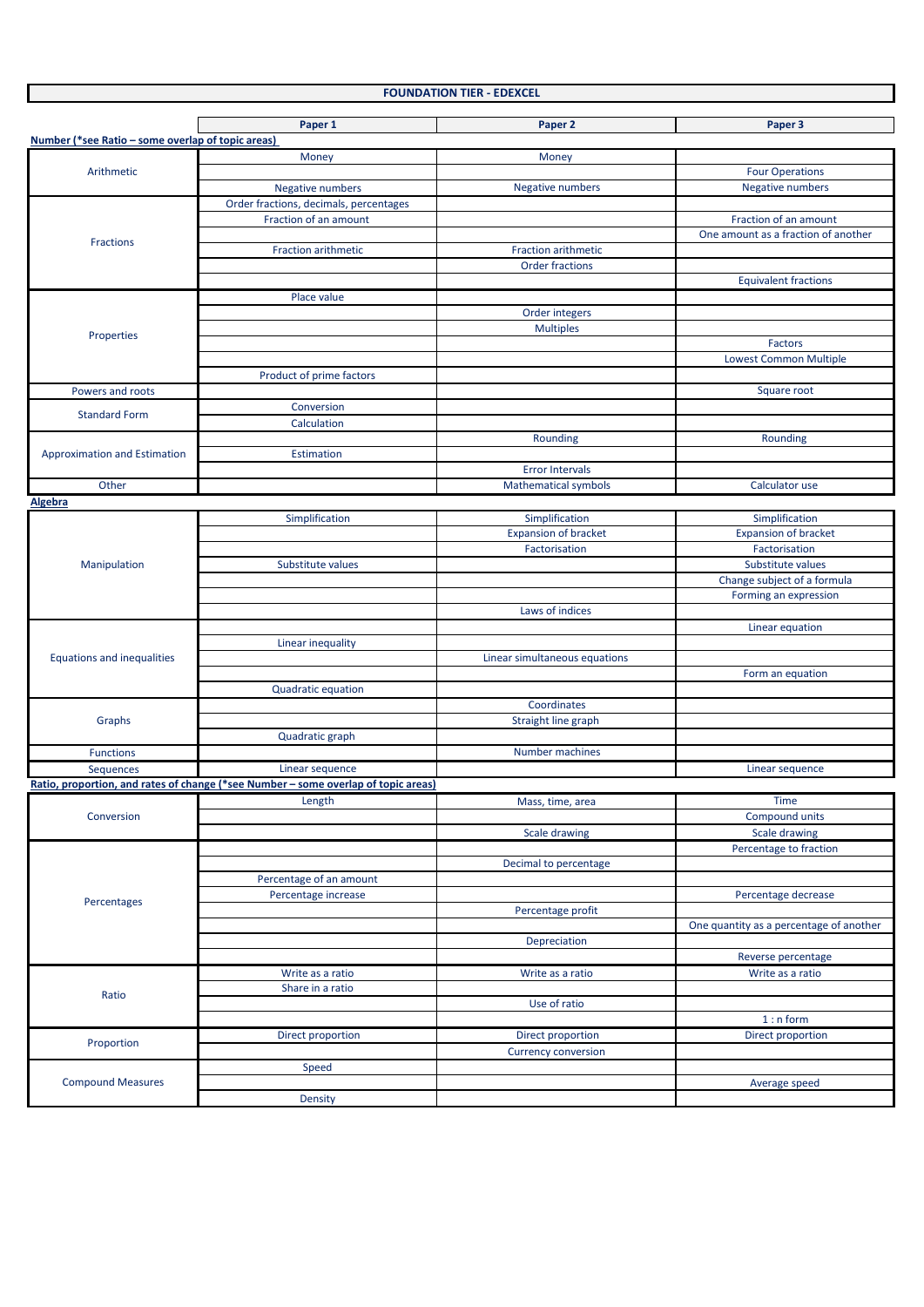# FOUNDATION TIER - EDEXCEL

| | Paper 1 | Paper 2 | Paper 3 |
|---|---|---|---|
| **Number (*see Ratio – some overlap of topic areas)** | | | |
| Arithmetic | Money | Money | |
| | | | Four Operations |
| | Negative numbers | Negative numbers | Negative numbers |
| Fractions | Order fractions, decimals, percentages | | |
| | Fraction of an amount | | Fraction of an amount |
| | | | One amount as a fraction of another |
| | Fraction arithmetic | Fraction arithmetic | |
| | | Order fractions | |
| | | | Equivalent fractions |
| Properties | Place value | | |
| | | Order integers | |
| | | Multiples | |
| | | | Factors |
| | | | Lowest Common Multiple |
| | Product of prime factors | | |
| Powers and roots | | | Square root |
| Standard Form | Conversion | | |
| | Calculation | | |
| Approximation and Estimation | | Rounding | Rounding |
| | Estimation | | |
| | | Error Intervals | |
| Other | | Mathematical symbols | Calculator use |
| **Algebra** | | | |
| Manipulation | Simplification | Simplification | Simplification |
| | | Expansion of bracket | Expansion of bracket |
| | | Factorisation | Factorisation |
| | Substitute values | | Substitute values |
| | | | Change subject of a formula |
| | | | Forming an expression |
| | | Laws of indices | |
| Equations and inequalities | | | Linear equation |
| | Linear inequality | | |
| | | Linear simultaneous equations | |
| | | | Form an equation |
| | Quadratic equation | | |
| Graphs | | Coordinates | |
| | | Straight line graph | |
| | Quadratic graph | | |
| Functions | | Number machines | |
| Sequences | Linear sequence | | Linear sequence |
| **Ratio, proportion, and rates of change (*see Number – some overlap of topic areas)** | | | |
| Conversion | Length | Mass, time, area | Time |
| | | | Compound units |
| | | Scale drawing | Scale drawing |
| Percentages | | | Percentage to fraction |
| | | Decimal to percentage | |
| | Percentage of an amount | | |
| | Percentage increase | | Percentage decrease |
| | | Percentage profit | |
| | | | One quantity as a percentage of another |
| | | Depreciation | |
| | | | Reverse percentage |
| Ratio | Write as a ratio | Write as a ratio | Write as a ratio |
| | Share in a ratio | | |
| | | Use of ratio | |
| | | | 1 : n form |
| Proportion | Direct proportion | Direct proportion | Direct proportion |
| | | Currency conversion | |
| Compound Measures | Speed | | |
| | | | Average speed |
| | Density | | |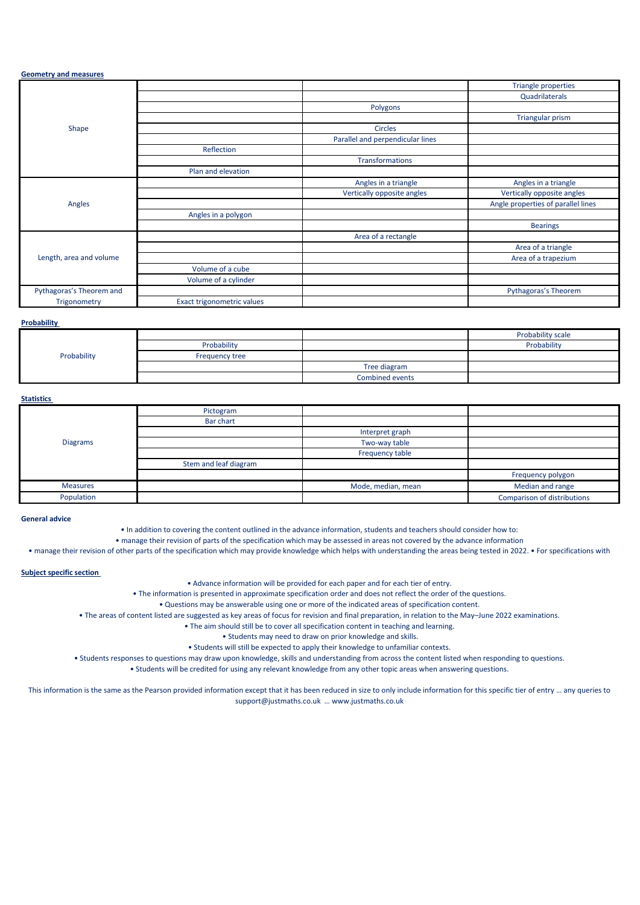**Geometry and measures**

| | | | |
|---|---|---|---|
| Shape | | | Triangle properties |
| | | | Quadrilaterals |
| | | Polygons | |
| | | | Triangular prism |
| | | Circles | |
| | | Parallel and perpendicular lines | |
| | Reflection | | |
| | | Transformations | |
| | Plan and elevation | | |
| Angles | | Angles in a triangle | Angles in a triangle |
| | | Vertically opposite angles | Vertically opposite angles |
| | | | Angle properties of parallel lines |
| | Angles in a polygon | | |
| | | | Bearings |
| Length, area and volume | | Area of a rectangle | |
| | | | Area of a triangle |
| | | | Area of a trapezium |
| | Volume of a cube | | |
| | Volume of a cylinder | | |
| Pythagoras's Theorem and Trigonometry | | | Pythagoras's Theorem |
| | Exact trigonometric values | | |

**Probability**

| | | | |
|---|---|---|---|
| Probability | | | Probability scale |
| | Probability | | Probability |
| | Frequency tree | | |
| | | Tree diagram | |
| | | Combined events | |

**Statistics**

| | | | |
|---|---|---|---|
| Diagrams | Pictogram | | |
| | Bar chart | | |
| | | Interpret graph | |
| | | Two-way table | |
| | | Frequency table | |
| | Stem and leaf diagram | | |
| | | | Frequency polygon |
| Measures | | Mode, median, mean | Median and range |
| Population | | | Comparison of distributions |

**General advice**

• In addition to covering the content outlined in the advance information, students and teachers should consider how to:

• manage their revision of parts of the specification which may be assessed in areas not covered by the advance information

• manage their revision of other parts of the specification which may provide knowledge which helps with understanding the areas being tested in 2022. • For specifications with

**Subject specific section**

• Advance information will be provided for each paper and for each tier of entry.

• The information is presented in approximate specification order and does not reflect the order of the questions.

• Questions may be answerable using one or more of the indicated areas of specification content.

• The areas of content listed are suggested as key areas of focus for revision and final preparation, in relation to the May–June 2022 examinations.

• The aim should still be to cover all specification content in teaching and learning.

• Students may need to draw on prior knowledge and skills.

• Students will still be expected to apply their knowledge to unfamiliar contexts.

• Students responses to questions may draw upon knowledge, skills and understanding from across the content listed when responding to questions.

• Students will be credited for using any relevant knowledge from any other topic areas when answering questions.

This information is the same as the Pearson provided information except that it has been reduced in size to only include information for this specific tier of entry … any queries to support@justmaths.co.uk … www.justmaths.co.uk